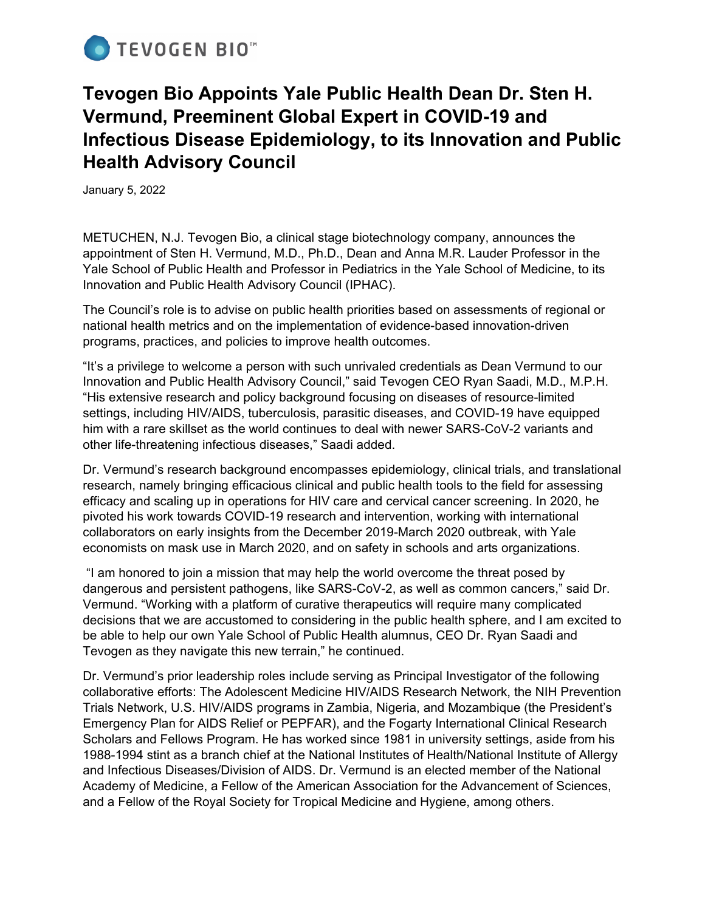TEVOGEN BIO™

# Tevogen Bio Appoints Yale Public Health Dean Dr. Sten H. Vermund, Preeminent Global Expert in COVID-19 and Infectious Disease Epidemiology, to its Innovation and Public Health Advisory Council

January 5, 2022

METUCHEN, N.J. Tevogen Bio, a clinical stage biotechnology company, announces the appointment of Sten H. Vermund, M.D., Ph.D., Dean and Anna M.R. Lauder Professor in the Yale School of Public Health and Professor in Pediatrics in the Yale School of Medicine, to its Innovation and Public Health Advisory Council (IPHAC).

The Council's role is to advise on public health priorities based on assessments of regional or national health metrics and on the implementation of evidence-based innovation-driven programs, practices, and policies to improve health outcomes.

"It's a privilege to welcome a person with such unrivaled credentials as Dean Vermund to our Innovation and Public Health Advisory Council," said Tevogen CEO Ryan Saadi, M.D., M.P.H. "His extensive research and policy background focusing on diseases of resource-limited settings, including HIV/AIDS, tuberculosis, parasitic diseases, and COVID-19 have equipped him with a rare skillset as the world continues to deal with newer SARS-CoV-2 variants and other life-threatening infectious diseases," Saadi added.

Dr. Vermund's research background encompasses epidemiology, clinical trials, and translational research, namely bringing efficacious clinical and public health tools to the field for assessing efficacy and scaling up in operations for HIV care and cervical cancer screening. In 2020, he pivoted his work towards COVID-19 research and intervention, working with international collaborators on early insights from the December 2019-March 2020 outbreak, with Yale economists on mask use in March 2020, and on safety in schools and arts organizations.

"I am honored to join a mission that may help the world overcome the threat posed by dangerous and persistent pathogens, like SARS-CoV-2, as well as common cancers," said Dr. Vermund. "Working with a platform of curative therapeutics will require many complicated decisions that we are accustomed to considering in the public health sphere, and I am excited to be able to help our own Yale School of Public Health alumnus, CEO Dr. Ryan Saadi and Tevogen as they navigate this new terrain," he continued.

Dr. Vermund's prior leadership roles include serving as Principal Investigator of the following collaborative efforts: The Adolescent Medicine HIV/AIDS Research Network, the NIH Prevention Trials Network, U.S. HIV/AIDS programs in Zambia, Nigeria, and Mozambique (the President's Emergency Plan for AIDS Relief or PEPFAR), and the Fogarty International Clinical Research Scholars and Fellows Program. He has worked since 1981 in university settings, aside from his 1988-1994 stint as a branch chief at the National Institutes of Health/National Institute of Allergy and Infectious Diseases/Division of AIDS. Dr. Vermund is an elected member of the National Academy of Medicine, a Fellow of the American Association for the Advancement of Sciences, and a Fellow of the Royal Society for Tropical Medicine and Hygiene, among others.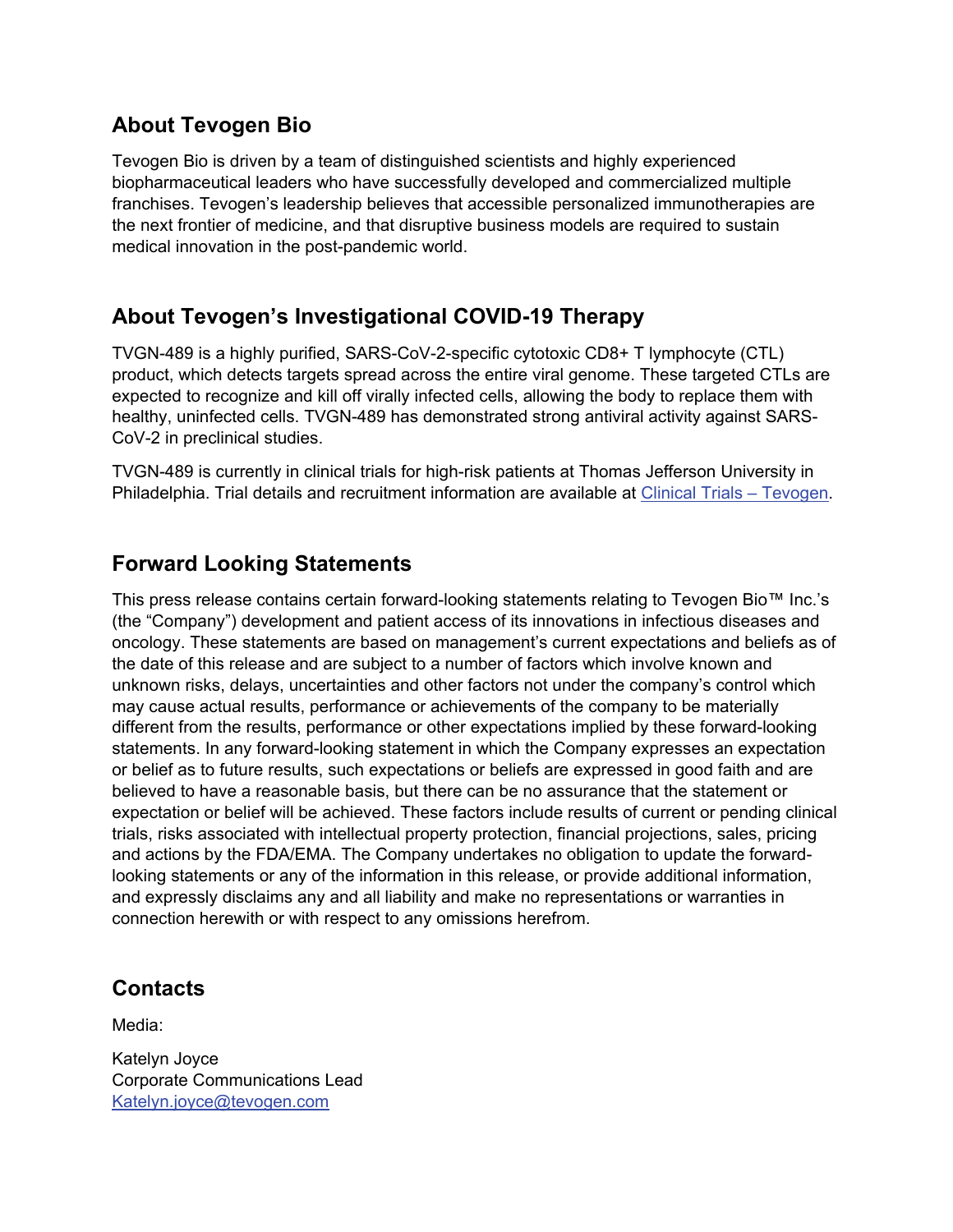## About Tevogen Bio

Tevogen Bio is driven by a team of distinguished scientists and highly experienced biopharmaceutical leaders who have successfully developed and commercialized multiple franchises. Tevogen's leadership believes that accessible personalized immunotherapies are the next frontier of medicine, and that disruptive business models are required to sustain medical innovation in the post-pandemic world.

## About Tevogen's Investigational COVID-19 Therapy

TVGN-489 is a highly purified, SARS-CoV-2-specific cytotoxic CD8+ T lymphocyte (CTL) product, which detects targets spread across the entire viral genome. These targeted CTLs are expected to recognize and kill off virally infected cells, allowing the body to replace them with healthy, uninfected cells. TVGN-489 has demonstrated strong antiviral activity against SARS-CoV-2 in preclinical studies.

TVGN-489 is currently in clinical trials for high-risk patients at Thomas Jefferson University in Philadelphia. Trial details and recruitment information are available at [Clinical Trials – Tevogen](#).

## Forward Looking Statements

This press release contains certain forward-looking statements relating to Tevogen Bio™ Inc.'s (the "Company") development and patient access of its innovations in infectious diseases and oncology. These statements are based on management's current expectations and beliefs as of the date of this release and are subject to a number of factors which involve known and unknown risks, delays, uncertainties and other factors not under the company's control which may cause actual results, performance or achievements of the company to be materially different from the results, performance or other expectations implied by these forward-looking statements. In any forward-looking statement in which the Company expresses an expectation or belief as to future results, such expectations or beliefs are expressed in good faith and are believed to have a reasonable basis, but there can be no assurance that the statement or expectation or belief will be achieved. These factors include results of current or pending clinical trials, risks associated with intellectual property protection, financial projections, sales, pricing and actions by the FDA/EMA. The Company undertakes no obligation to update the forward-looking statements or any of the information in this release, or provide additional information, and expressly disclaims any and all liability and make no representations or warranties in connection herewith or with respect to any omissions herefrom.

## Contacts

Media:

Katelyn Joyce
Corporate Communications Lead
[Katelyn.joyce@tevogen.com](mailto:Katelyn.joyce@tevogen.com)